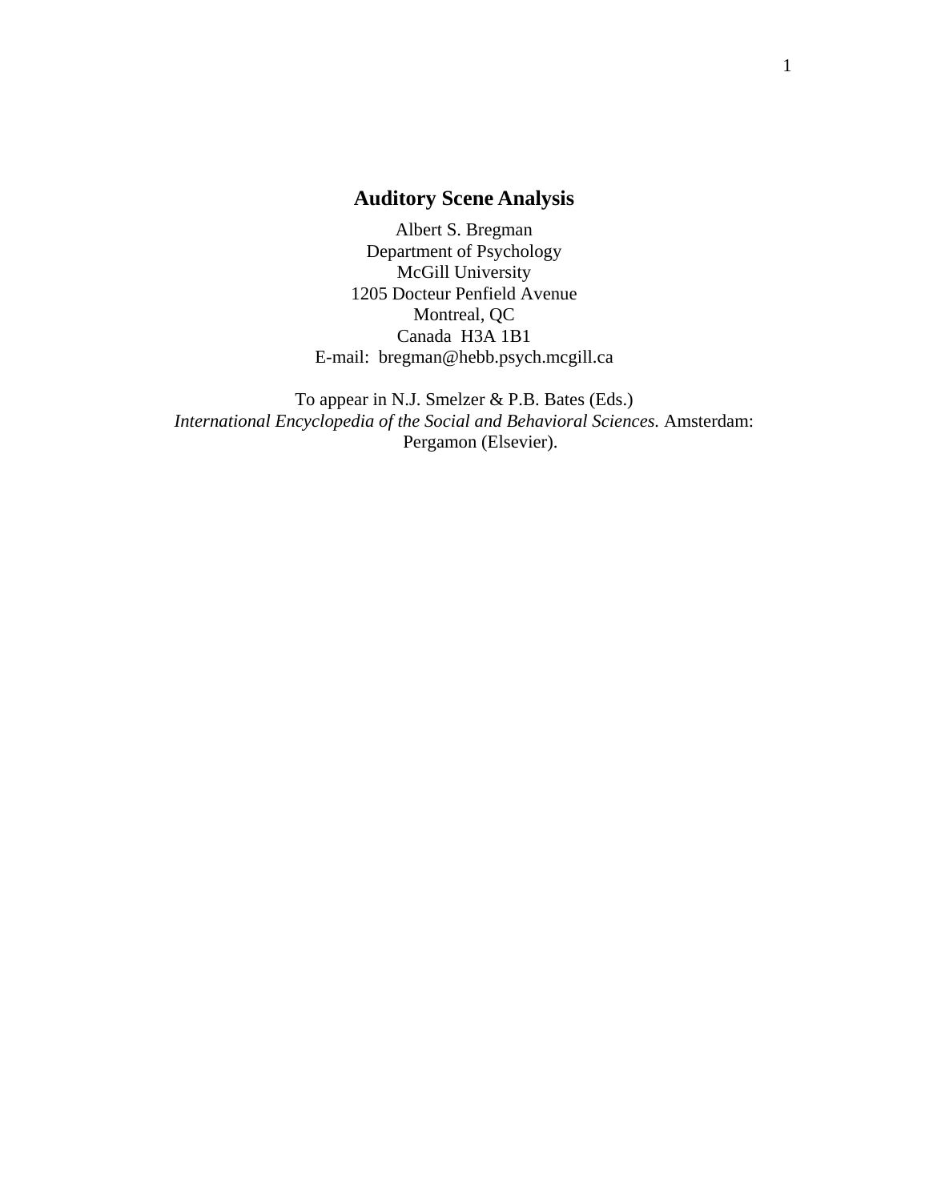# Auditory Scene Analysis

Albert S. Bregman
Department of Psychology
McGill University
1205 Docteur Penfield Avenue
Montreal, QC
Canada H3A 1B1
E-mail: bregman@hebb.psych.mcgill.ca

To appear in N.J. Smelzer & P.B. Bates (Eds.)
*International Encyclopedia of the Social and Behavioral Sciences.* Amsterdam: Pergamon (Elsevier).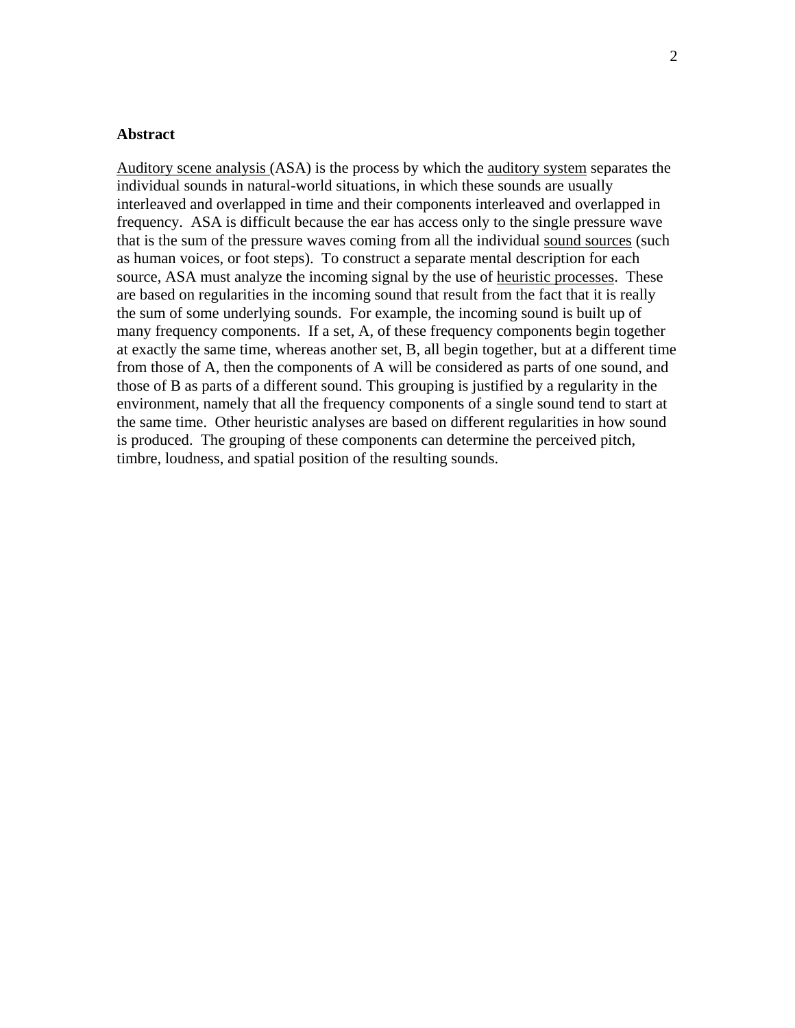**Abstract**

Auditory scene analysis (ASA) is the process by which the auditory system separates the individual sounds in natural-world situations, in which these sounds are usually interleaved and overlapped in time and their components interleaved and overlapped in frequency. ASA is difficult because the ear has access only to the single pressure wave that is the sum of the pressure waves coming from all the individual sound sources (such as human voices, or foot steps). To construct a separate mental description for each source, ASA must analyze the incoming signal by the use of heuristic processes. These are based on regularities in the incoming sound that result from the fact that it is really the sum of some underlying sounds. For example, the incoming sound is built up of many frequency components. If a set, A, of these frequency components begin together at exactly the same time, whereas another set, B, all begin together, but at a different time from those of A, then the components of A will be considered as parts of one sound, and those of B as parts of a different sound. This grouping is justified by a regularity in the environment, namely that all the frequency components of a single sound tend to start at the same time. Other heuristic analyses are based on different regularities in how sound is produced. The grouping of these components can determine the perceived pitch, timbre, loudness, and spatial position of the resulting sounds.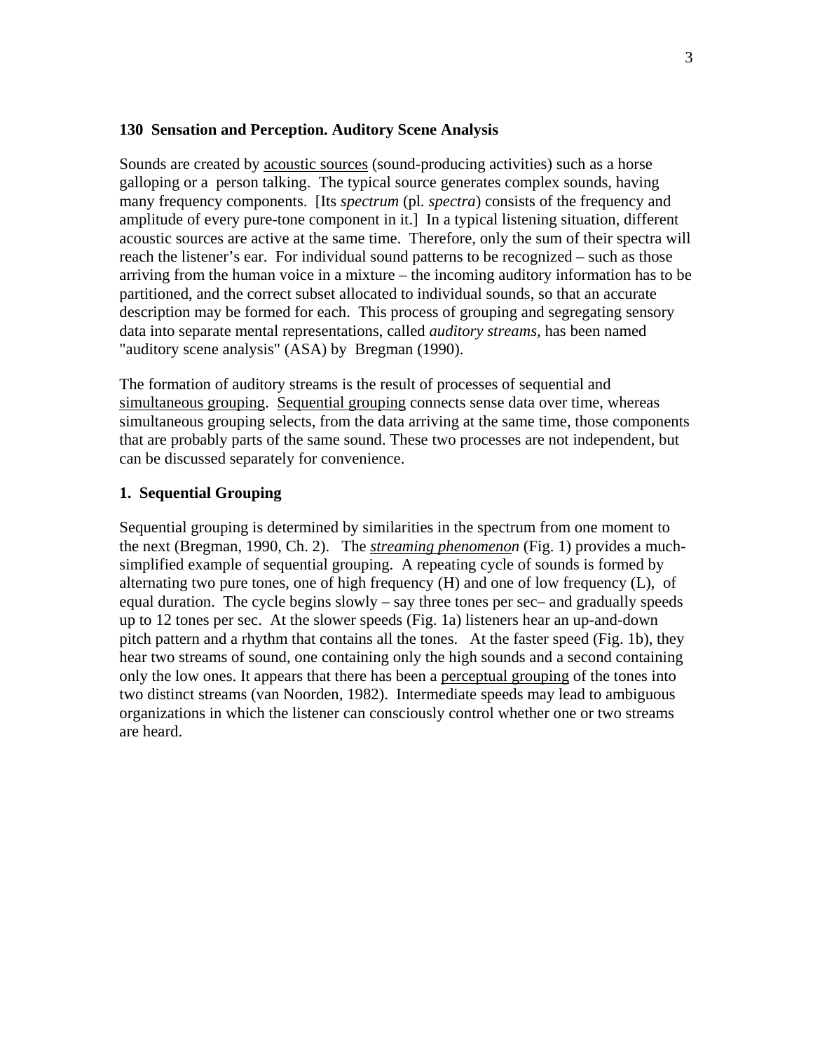## 130 Sensation and Perception. Auditory Scene Analysis

Sounds are created by acoustic sources (sound-producing activities) such as a horse galloping or a person talking. The typical source generates complex sounds, having many frequency components. [Its *spectrum* (pl. *spectra*) consists of the frequency and amplitude of every pure-tone component in it.] In a typical listening situation, different acoustic sources are active at the same time. Therefore, only the sum of their spectra will reach the listener's ear. For individual sound patterns to be recognized – such as those arriving from the human voice in a mixture – the incoming auditory information has to be partitioned, and the correct subset allocated to individual sounds, so that an accurate description may be formed for each. This process of grouping and segregating sensory data into separate mental representations, called *auditory streams*, has been named "auditory scene analysis" (ASA) by Bregman (1990).

The formation of auditory streams is the result of processes of sequential and simultaneous grouping. Sequential grouping connects sense data over time, whereas simultaneous grouping selects, from the data arriving at the same time, those components that are probably parts of the same sound. These two processes are not independent, but can be discussed separately for convenience.

### 1. Sequential Grouping

Sequential grouping is determined by similarities in the spectrum from one moment to the next (Bregman, 1990, Ch. 2). The *streaming phenomenon* (Fig. 1) provides a much-simplified example of sequential grouping. A repeating cycle of sounds is formed by alternating two pure tones, one of high frequency (H) and one of low frequency (L), of equal duration. The cycle begins slowly – say three tones per sec– and gradually speeds up to 12 tones per sec. At the slower speeds (Fig. 1a) listeners hear an up-and-down pitch pattern and a rhythm that contains all the tones. At the faster speed (Fig. 1b), they hear two streams of sound, one containing only the high sounds and a second containing only the low ones. It appears that there has been a perceptual grouping of the tones into two distinct streams (van Noorden, 1982). Intermediate speeds may lead to ambiguous organizations in which the listener can consciously control whether one or two streams are heard.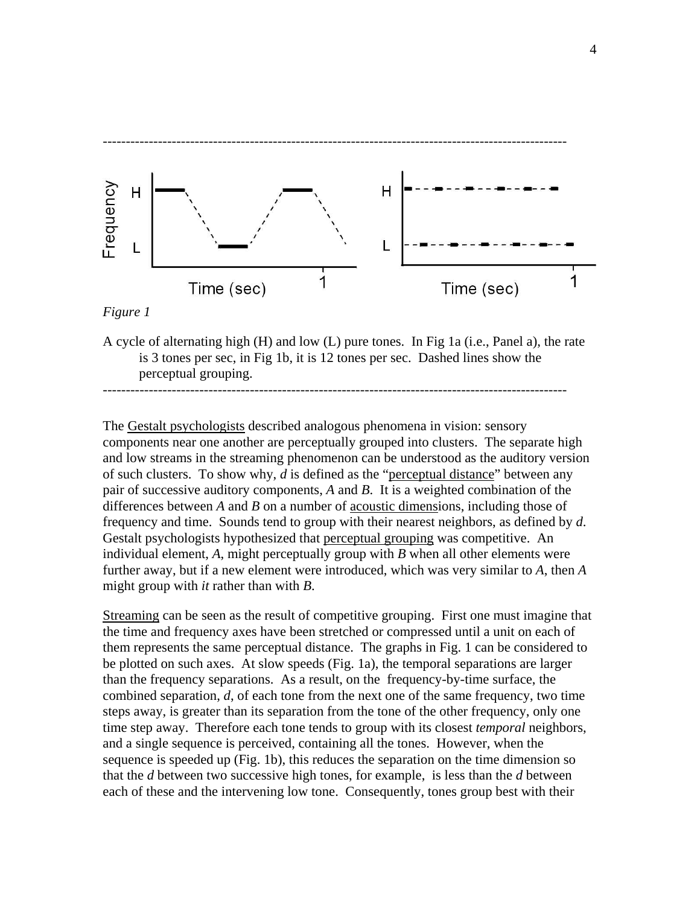---

*Figure 1*

A cycle of alternating high (H) and low (L) pure tones. In Fig 1a (i.e., Panel a), the rate is 3 tones per sec, in Fig 1b, it is 12 tones per sec. Dashed lines show the perceptual grouping.

---

The Gestalt psychologists described analogous phenomena in vision: sensory components near one another are perceptually grouped into clusters. The separate high and low streams in the streaming phenomenon can be understood as the auditory version of such clusters. To show why, *d* is defined as the "perceptual distance" between any pair of successive auditory components, *A* and *B*. It is a weighted combination of the differences between *A* and *B* on a number of acoustic dimensions, including those of frequency and time. Sounds tend to group with their nearest neighbors, as defined by *d*. Gestalt psychologists hypothesized that perceptual grouping was competitive. An individual element, *A*, might perceptually group with *B* when all other elements were further away, but if a new element were introduced, which was very similar to *A*, then *A* might group with *it* rather than with *B*.

Streaming can be seen as the result of competitive grouping. First one must imagine that the time and frequency axes have been stretched or compressed until a unit on each of them represents the same perceptual distance. The graphs in Fig. 1 can be considered to be plotted on such axes. At slow speeds (Fig. 1a), the temporal separations are larger than the frequency separations. As a result, on the frequency-by-time surface, the combined separation, *d*, of each tone from the next one of the same frequency, two time steps away, is greater than its separation from the tone of the other frequency, only one time step away. Therefore each tone tends to group with its closest *temporal* neighbors, and a single sequence is perceived, containing all the tones. However, when the sequence is speeded up (Fig. 1b), this reduces the separation on the time dimension so that the *d* between two successive high tones, for example, is less than the *d* between each of these and the intervening low tone. Consequently, tones group best with their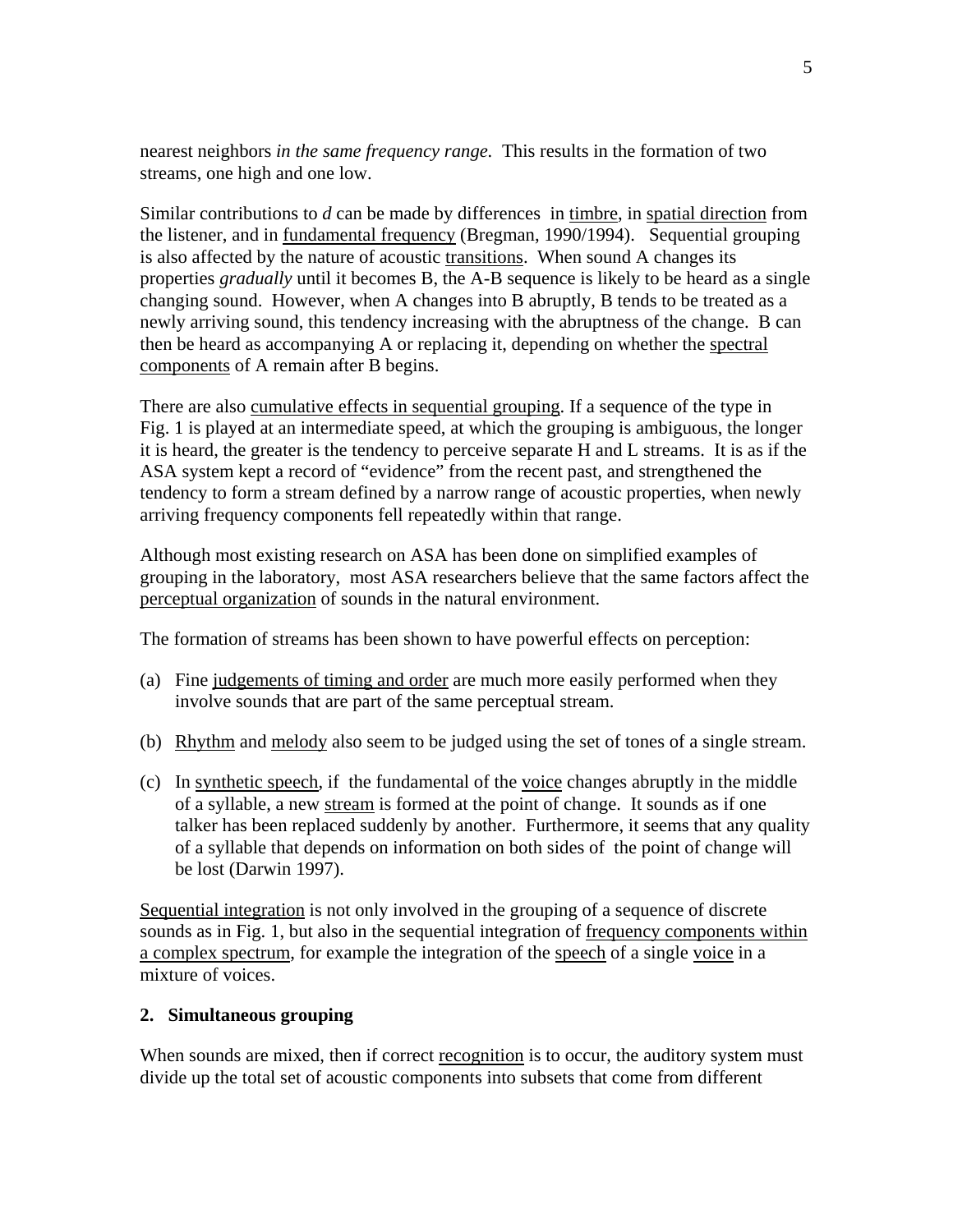nearest neighbors *in the same frequency range.* This results in the formation of two streams, one high and one low.

Similar contributions to *d* can be made by differences in timbre, in spatial direction from the listener, and in fundamental frequency (Bregman, 1990/1994). Sequential grouping is also affected by the nature of acoustic transitions. When sound A changes its properties *gradually* until it becomes B, the A-B sequence is likely to be heard as a single changing sound. However, when A changes into B abruptly, B tends to be treated as a newly arriving sound, this tendency increasing with the abruptness of the change. B can then be heard as accompanying A or replacing it, depending on whether the spectral components of A remain after B begins.

There are also cumulative effects in sequential grouping. If a sequence of the type in Fig. 1 is played at an intermediate speed, at which the grouping is ambiguous, the longer it is heard, the greater is the tendency to perceive separate H and L streams. It is as if the ASA system kept a record of "evidence" from the recent past, and strengthened the tendency to form a stream defined by a narrow range of acoustic properties, when newly arriving frequency components fell repeatedly within that range.

Although most existing research on ASA has been done on simplified examples of grouping in the laboratory, most ASA researchers believe that the same factors affect the perceptual organization of sounds in the natural environment.

The formation of streams has been shown to have powerful effects on perception:

(a) Fine judgements of timing and order are much more easily performed when they involve sounds that are part of the same perceptual stream.

(b) Rhythm and melody also seem to be judged using the set of tones of a single stream.

(c) In synthetic speech, if the fundamental of the voice changes abruptly in the middle of a syllable, a new stream is formed at the point of change. It sounds as if one talker has been replaced suddenly by another. Furthermore, it seems that any quality of a syllable that depends on information on both sides of the point of change will be lost (Darwin 1997).

Sequential integration is not only involved in the grouping of a sequence of discrete sounds as in Fig. 1, but also in the sequential integration of frequency components within a complex spectrum, for example the integration of the speech of a single voice in a mixture of voices.

### 2. Simultaneous grouping

When sounds are mixed, then if correct recognition is to occur, the auditory system must divide up the total set of acoustic components into subsets that come from different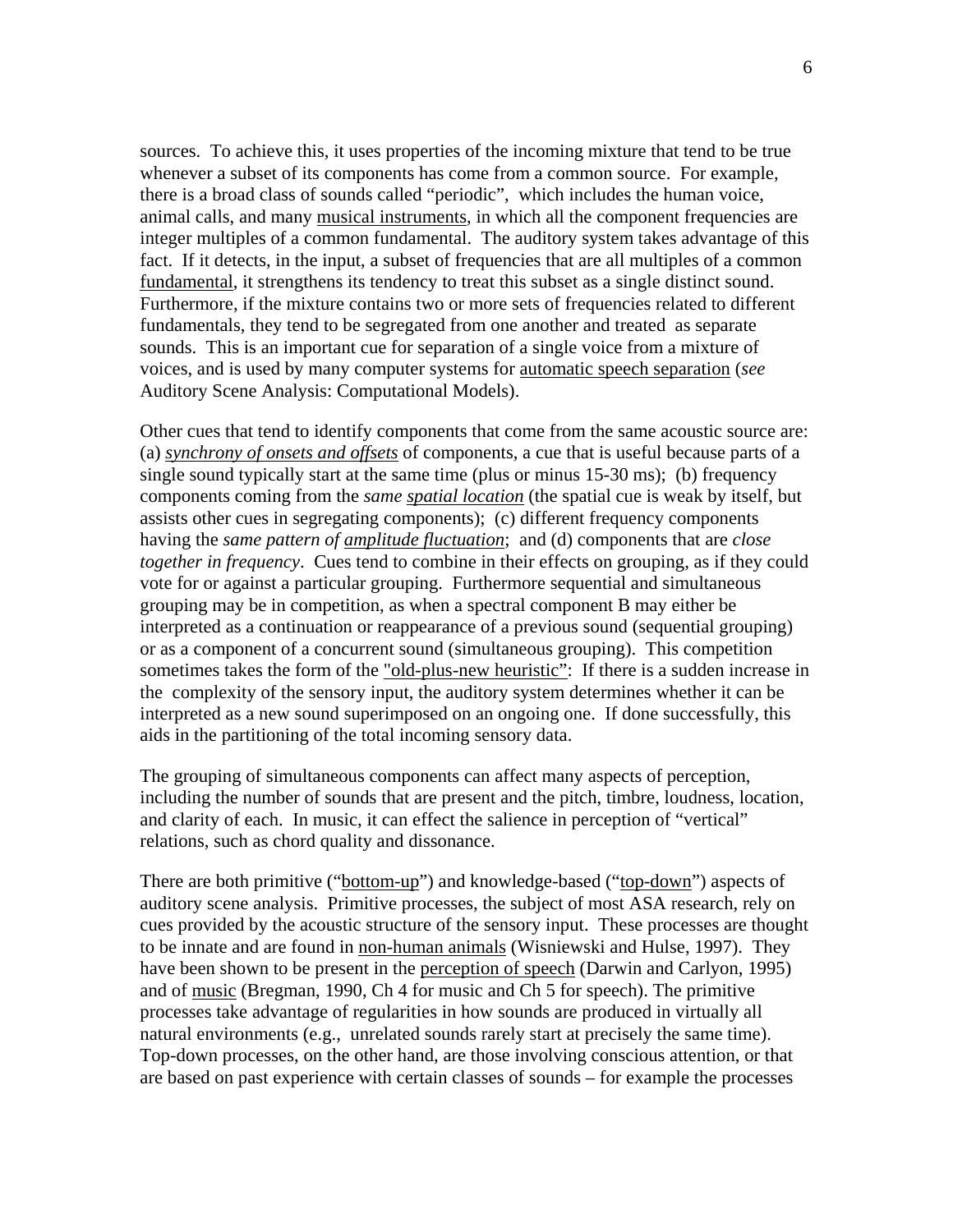sources. To achieve this, it uses properties of the incoming mixture that tend to be true whenever a subset of its components has come from a common source. For example, there is a broad class of sounds called "periodic", which includes the human voice, animal calls, and many musical instruments, in which all the component frequencies are integer multiples of a common fundamental. The auditory system takes advantage of this fact. If it detects, in the input, a subset of frequencies that are all multiples of a common fundamental, it strengthens its tendency to treat this subset as a single distinct sound. Furthermore, if the mixture contains two or more sets of frequencies related to different fundamentals, they tend to be segregated from one another and treated as separate sounds. This is an important cue for separation of a single voice from a mixture of voices, and is used by many computer systems for automatic speech separation (*see* Auditory Scene Analysis: Computational Models).

Other cues that tend to identify components that come from the same acoustic source are: (a) *synchrony of onsets and offsets* of components, a cue that is useful because parts of a single sound typically start at the same time (plus or minus 15-30 ms); (b) frequency components coming from the *same spatial location* (the spatial cue is weak by itself, but assists other cues in segregating components); (c) different frequency components having the *same pattern of amplitude fluctuation*; and (d) components that are *close together in frequency*. Cues tend to combine in their effects on grouping, as if they could vote for or against a particular grouping. Furthermore sequential and simultaneous grouping may be in competition, as when a spectral component B may either be interpreted as a continuation or reappearance of a previous sound (sequential grouping) or as a component of a concurrent sound (simultaneous grouping). This competition sometimes takes the form of the "old-plus-new heuristic": If there is a sudden increase in the complexity of the sensory input, the auditory system determines whether it can be interpreted as a new sound superimposed on an ongoing one. If done successfully, this aids in the partitioning of the total incoming sensory data.

The grouping of simultaneous components can affect many aspects of perception, including the number of sounds that are present and the pitch, timbre, loudness, location, and clarity of each. In music, it can effect the salience in perception of "vertical" relations, such as chord quality and dissonance.

There are both primitive ("bottom-up") and knowledge-based ("top-down") aspects of auditory scene analysis. Primitive processes, the subject of most ASA research, rely on cues provided by the acoustic structure of the sensory input. These processes are thought to be innate and are found in non-human animals (Wisniewski and Hulse, 1997). They have been shown to be present in the perception of speech (Darwin and Carlyon, 1995) and of music (Bregman, 1990, Ch 4 for music and Ch 5 for speech). The primitive processes take advantage of regularities in how sounds are produced in virtually all natural environments (e.g., unrelated sounds rarely start at precisely the same time). Top-down processes, on the other hand, are those involving conscious attention, or that are based on past experience with certain classes of sounds – for example the processes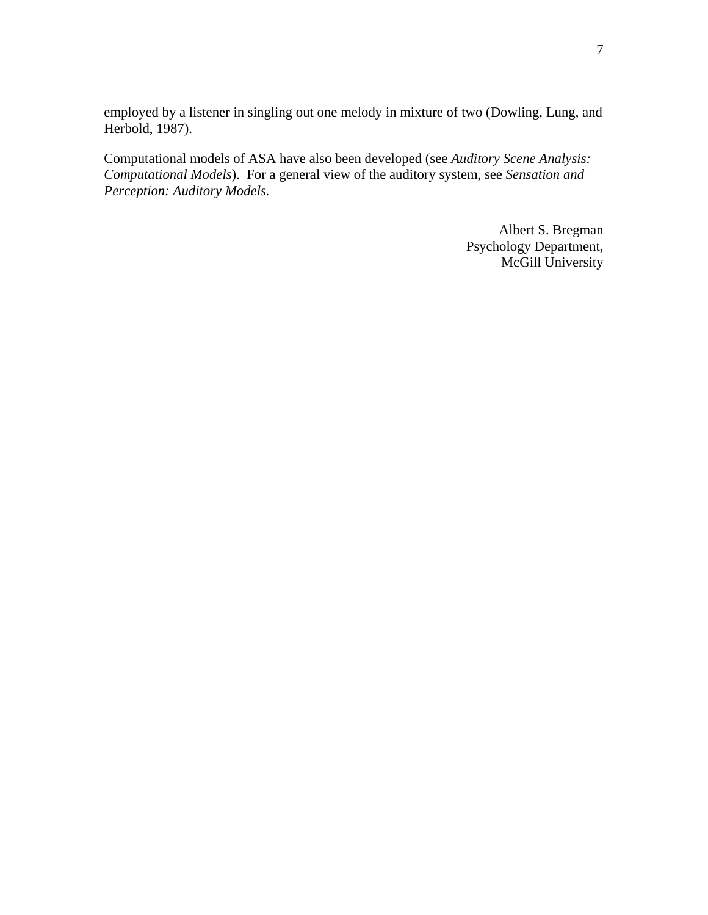employed by a listener in singling out one melody in mixture of two (Dowling, Lung, and Herbold, 1987).

Computational models of ASA have also been developed (see *Auditory Scene Analysis: Computational Models*). For a general view of the auditory system, see *Sensation and Perception: Auditory Models.*

Albert S. Bregman
Psychology Department,
McGill University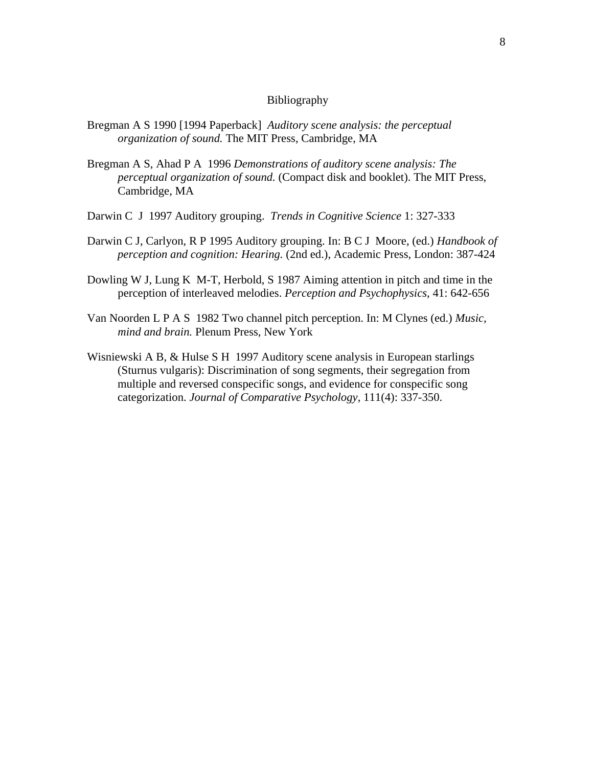## Bibliography

Bregman A S 1990 [1994 Paperback] *Auditory scene analysis: the perceptual organization of sound.* The MIT Press, Cambridge, MA

Bregman A S, Ahad P A 1996 *Demonstrations of auditory scene analysis: The perceptual organization of sound.* (Compact disk and booklet). The MIT Press, Cambridge, MA

Darwin C J 1997 Auditory grouping. *Trends in Cognitive Science* 1: 327-333

Darwin C J, Carlyon, R P 1995 Auditory grouping. In: B C J Moore, (ed.) *Handbook of perception and cognition: Hearing.* (2nd ed.), Academic Press, London: 387-424

Dowling W J, Lung K M-T, Herbold, S 1987 Aiming attention in pitch and time in the perception of interleaved melodies. *Perception and Psychophysics*, 41: 642-656

Van Noorden L P A S 1982 Two channel pitch perception. In: M Clynes (ed.) *Music, mind and brain.* Plenum Press, New York

Wisniewski A B, & Hulse S H 1997 Auditory scene analysis in European starlings (Sturnus vulgaris): Discrimination of song segments, their segregation from multiple and reversed conspecific songs, and evidence for conspecific song categorization. *Journal of Comparative Psychology*, 111(4): 337-350.